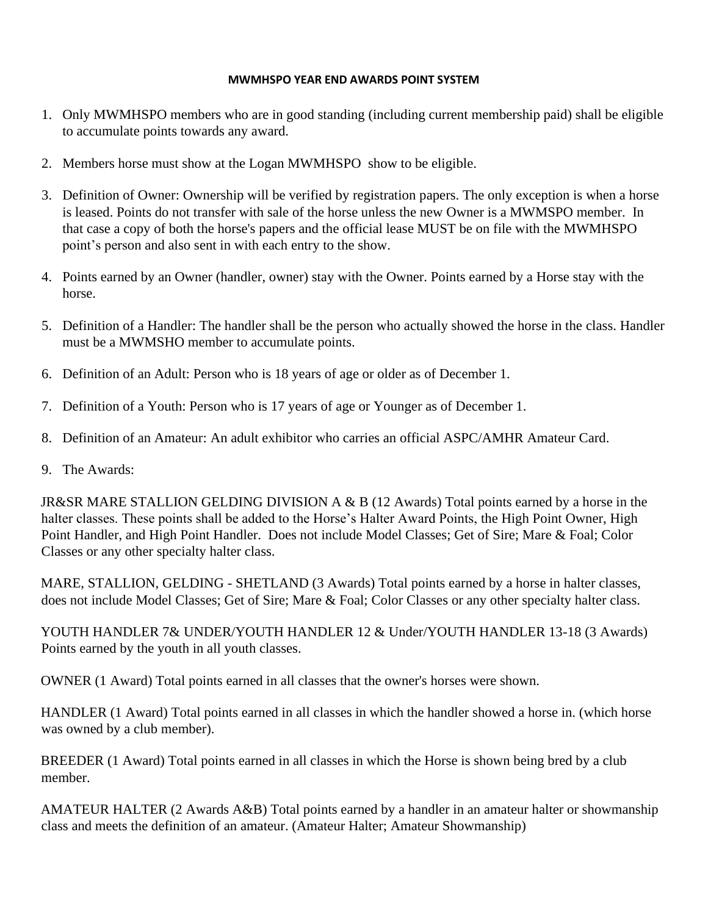# MWMHSPO YEAR END AWARDS POINT SYSTEM

1. Only MWMHSPO members who are in good standing (including current membership paid) shall be eligible to accumulate points towards any award.
2. Members horse must show at the Logan MWMHSPO show to be eligible.
3. Definition of Owner: Ownership will be verified by registration papers. The only exception is when a horse is leased. Points do not transfer with sale of the horse unless the new Owner is a MWMSPO member. In that case a copy of both the horse's papers and the official lease MUST be on file with the MWMHSPO point's person and also sent in with each entry to the show.
4. Points earned by an Owner (handler, owner) stay with the Owner. Points earned by a Horse stay with the horse.
5. Definition of a Handler: The handler shall be the person who actually showed the horse in the class. Handler must be a MWMSHO member to accumulate points.
6. Definition of an Adult: Person who is 18 years of age or older as of December 1.
7. Definition of a Youth: Person who is 17 years of age or Younger as of December 1.
8. Definition of an Amateur: An adult exhibitor who carries an official ASPC/AMHR Amateur Card.
9. The Awards:

JR&SR MARE STALLION GELDING DIVISION A & B (12 Awards) Total points earned by a horse in the halter classes. These points shall be added to the Horse's Halter Award Points, the High Point Owner, High Point Handler, and High Point Handler. Does not include Model Classes; Get of Sire; Mare & Foal; Color Classes or any other specialty halter class.

MARE, STALLION, GELDING - SHETLAND (3 Awards) Total points earned by a horse in halter classes, does not include Model Classes; Get of Sire; Mare & Foal; Color Classes or any other specialty halter class.

YOUTH HANDLER 7& UNDER/YOUTH HANDLER 12 & Under/YOUTH HANDLER 13-18 (3 Awards) Points earned by the youth in all youth classes.

OWNER (1 Award) Total points earned in all classes that the owner's horses were shown.

HANDLER (1 Award) Total points earned in all classes in which the handler showed a horse in. (which horse was owned by a club member).

BREEDER (1 Award) Total points earned in all classes in which the Horse is shown being bred by a club member.

AMATEUR HALTER (2 Awards A&B) Total points earned by a handler in an amateur halter or showmanship class and meets the definition of an amateur. (Amateur Halter; Amateur Showmanship)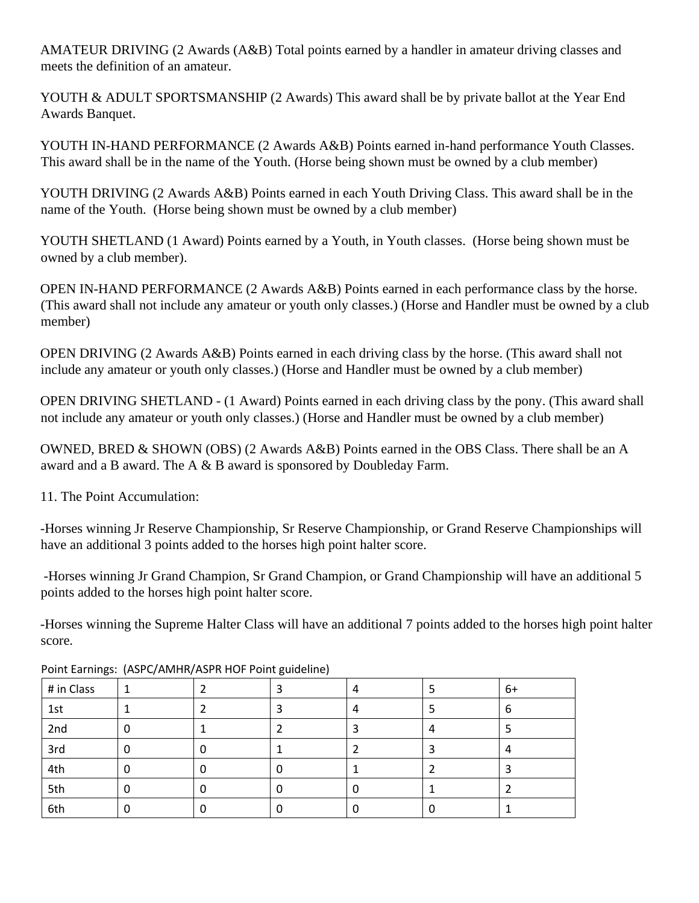AMATEUR DRIVING (2 Awards (A&B) Total points earned by a handler in amateur driving classes and meets the definition of an amateur.

YOUTH & ADULT SPORTSMANSHIP (2 Awards) This award shall be by private ballot at the Year End Awards Banquet.

YOUTH IN-HAND PERFORMANCE (2 Awards A&B) Points earned in-hand performance Youth Classes. This award shall be in the name of the Youth. (Horse being shown must be owned by a club member)

YOUTH DRIVING (2 Awards A&B) Points earned in each Youth Driving Class. This award shall be in the name of the Youth. (Horse being shown must be owned by a club member)

YOUTH SHETLAND (1 Award) Points earned by a Youth, in Youth classes. (Horse being shown must be owned by a club member).

OPEN IN-HAND PERFORMANCE (2 Awards A&B) Points earned in each performance class by the horse. (This award shall not include any amateur or youth only classes.) (Horse and Handler must be owned by a club member)

OPEN DRIVING (2 Awards A&B) Points earned in each driving class by the horse. (This award shall not include any amateur or youth only classes.) (Horse and Handler must be owned by a club member)

OPEN DRIVING SHETLAND - (1 Award) Points earned in each driving class by the pony. (This award shall not include any amateur or youth only classes.) (Horse and Handler must be owned by a club member)

OWNED, BRED & SHOWN (OBS) (2 Awards A&B) Points earned in the OBS Class. There shall be an A award and a B award. The A & B award is sponsored by Doubleday Farm.

11. The Point Accumulation:

-Horses winning Jr Reserve Championship, Sr Reserve Championship, or Grand Reserve Championships will have an additional 3 points added to the horses high point halter score.

-Horses winning Jr Grand Champion, Sr Grand Champion, or Grand Championship will have an additional 5 points added to the horses high point halter score.

-Horses winning the Supreme Halter Class will have an additional 7 points added to the horses high point halter score.

Point Earnings: (ASPC/AMHR/ASPR HOF Point guideline)

| # in Class | 1 | 2 | 3 | 4 | 5 | 6+ |
|---|---|---|---|---|---|---|
| 1st | 1 | 2 | 3 | 4 | 5 | 6 |
| 2nd | 0 | 1 | 2 | 3 | 4 | 5 |
| 3rd | 0 | 0 | 1 | 2 | 3 | 4 |
| 4th | 0 | 0 | 0 | 1 | 2 | 3 |
| 5th | 0 | 0 | 0 | 0 | 1 | 2 |
| 6th | 0 | 0 | 0 | 0 | 0 | 1 |